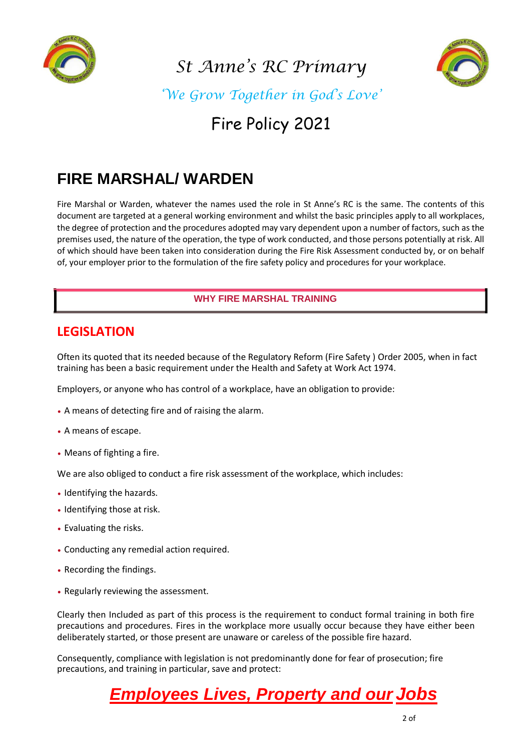# St Anne's RC Primary

*'We Grow Together in God's Love'*

Fire Policy 2021

## FIRE MARSHAL/ WARDEN

Fire Marshal or Warden, whatever the names used the role in St Anne's RC is the same. The contents of this document are targeted at a general working environment and whilst the basic principles apply to all workplaces, the degree of protection and the procedures adopted may vary dependent upon a number of factors, such as the premises used, the nature of the operation, the type of work conducted, and those persons potentially at risk. All of which should have been taken into consideration during the Fire Risk Assessment conducted by, or on behalf of, your employer prior to the formulation of the fire safety policy and procedures for your workplace.

**WHY FIRE MARSHAL TRAINING**

## LEGISLATION

Often its quoted that its needed because of the Regulatory Reform (Fire Safety ) Order 2005, when in fact training has been a basic requirement under the Health and Safety at Work Act 1974.

Employers, or anyone who has control of a workplace, have an obligation to provide:

- A means of detecting fire and of raising the alarm.
- A means of escape.
- Means of fighting a fire.

We are also obliged to conduct a fire risk assessment of the workplace, which includes:

- Identifying the hazards.
- Identifying those at risk.
- Evaluating the risks.
- Conducting any remedial action required.
- Recording the findings.
- Regularly reviewing the assessment.

Clearly then Included as part of this process is the requirement to conduct formal training in both fire precautions and procedures. Fires in the workplace more usually occur because they have either been deliberately started, or those present are unaware or careless of the possible fire hazard.

Consequently, compliance with legislation is not predominantly done for fear of prosecution; fire precautions, and training in particular, save and protect:

***Employees Lives, Property and our Jobs***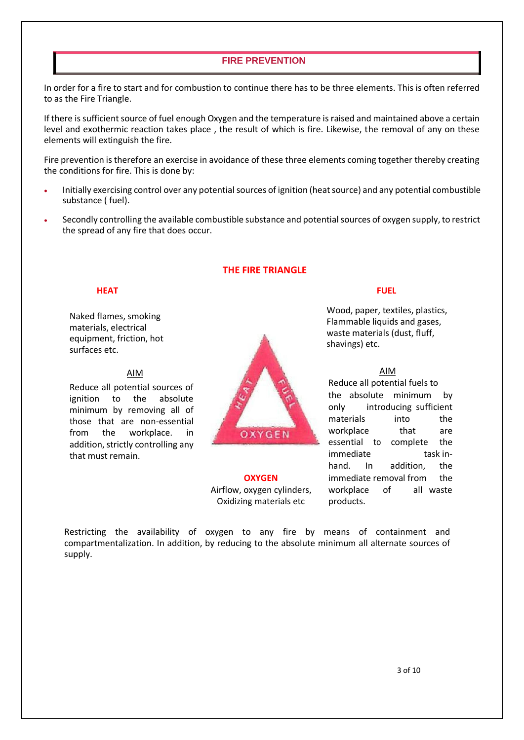## FIRE PREVENTION

In order for a fire to start and for combustion to continue there has to be three elements. This is often referred to as the Fire Triangle.

If there is sufficient source of fuel enough Oxygen and the temperature is raised and maintained above a certain level and exothermic reaction takes place , the result of which is fire. Likewise, the removal of any on these elements will extinguish the fire.

Fire prevention is therefore an exercise in avoidance of these three elements coming together thereby creating the conditions for fire. This is done by:

- Initially exercising control over any potential sources of ignition (heat source) and any potential combustible substance ( fuel).
- Secondly controlling the available combustible substance and potential sources of oxygen supply, to restrict the spread of any fire that does occur.

### THE FIRE TRIANGLE

#### HEAT

Naked flames, smoking materials, electrical equipment, friction, hot surfaces etc.

AIM

Reduce all potential sources of ignition to the absolute minimum by removing all of those that are non-essential from the workplace. in addition, strictly controlling any that must remain.

#### FUEL

Wood, paper, textiles, plastics, Flammable liquids and gases, waste materials (dust, fluff, shavings) etc.

AIM

Reduce all potential fuels to the absolute minimum by only introducing sufficient materials into the workplace that are essential to complete the immediate task in-hand. In addition, the immediate removal from the workplace of all waste products.

#### OXYGEN

Airflow, oxygen cylinders, Oxidizing materials etc

Restricting the availability of oxygen to any fire by means of containment and compartmentalization. In addition, by reducing to the absolute minimum all alternate sources of supply.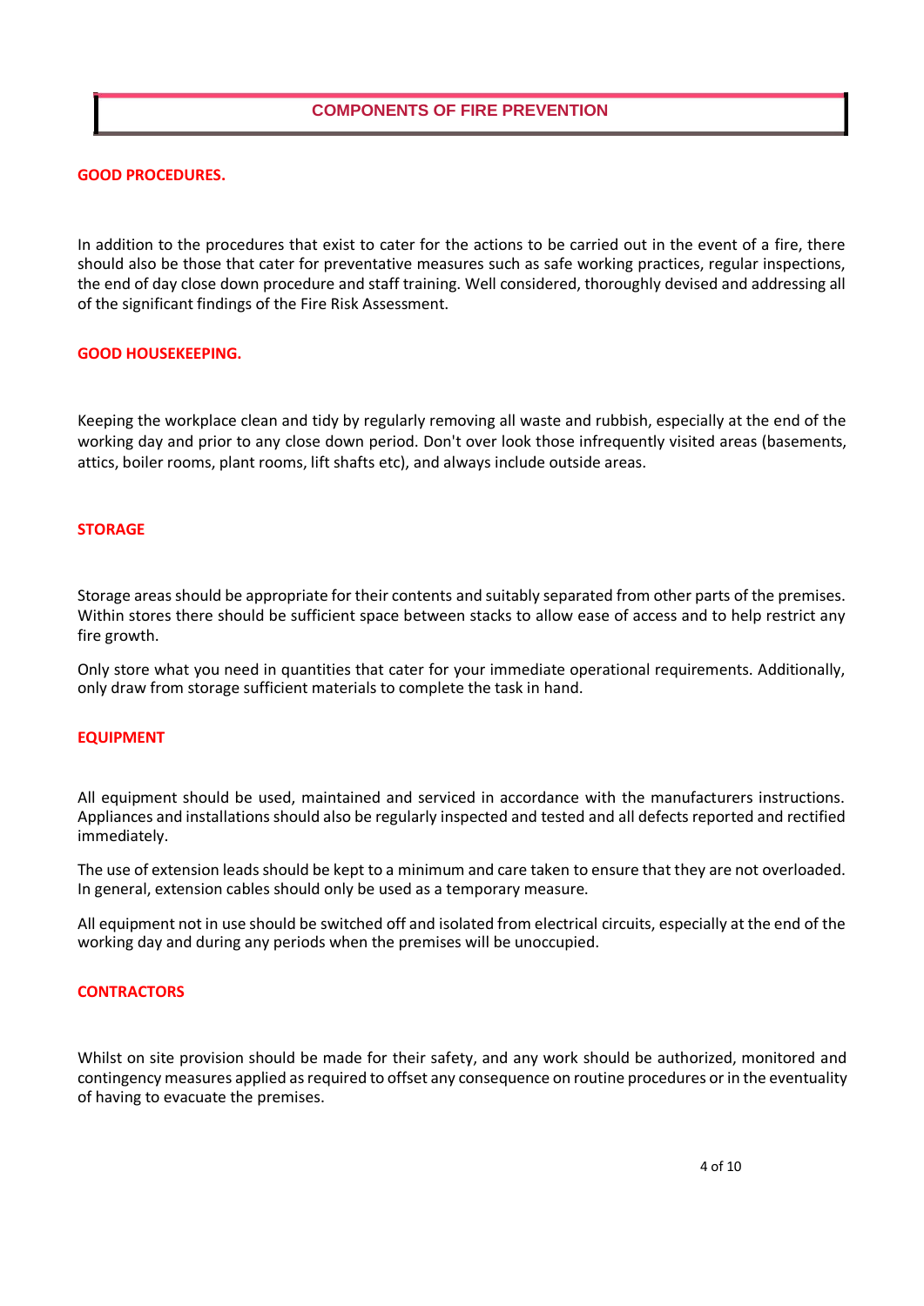## COMPONENTS OF FIRE PREVENTION

### GOOD PROCEDURES.

In addition to the procedures that exist to cater for the actions to be carried out in the event of a fire, there should also be those that cater for preventative measures such as safe working practices, regular inspections, the end of day close down procedure and staff training. Well considered, thoroughly devised and addressing all of the significant findings of the Fire Risk Assessment.

### GOOD HOUSEKEEPING.

Keeping the workplace clean and tidy by regularly removing all waste and rubbish, especially at the end of the working day and prior to any close down period. Don't over look those infrequently visited areas (basements, attics, boiler rooms, plant rooms, lift shafts etc), and always include outside areas.

### STORAGE

Storage areas should be appropriate for their contents and suitably separated from other parts of the premises. Within stores there should be sufficient space between stacks to allow ease of access and to help restrict any fire growth.

Only store what you need in quantities that cater for your immediate operational requirements. Additionally, only draw from storage sufficient materials to complete the task in hand.

### EQUIPMENT

All equipment should be used, maintained and serviced in accordance with the manufacturers instructions. Appliances and installations should also be regularly inspected and tested and all defects reported and rectified immediately.

The use of extension leads should be kept to a minimum and care taken to ensure that they are not overloaded. In general, extension cables should only be used as a temporary measure.

All equipment not in use should be switched off and isolated from electrical circuits, especially at the end of the working day and during any periods when the premises will be unoccupied.

### CONTRACTORS

Whilst on site provision should be made for their safety, and any work should be authorized, monitored and contingency measures applied as required to offset any consequence on routine procedures or in the eventuality of having to evacuate the premises.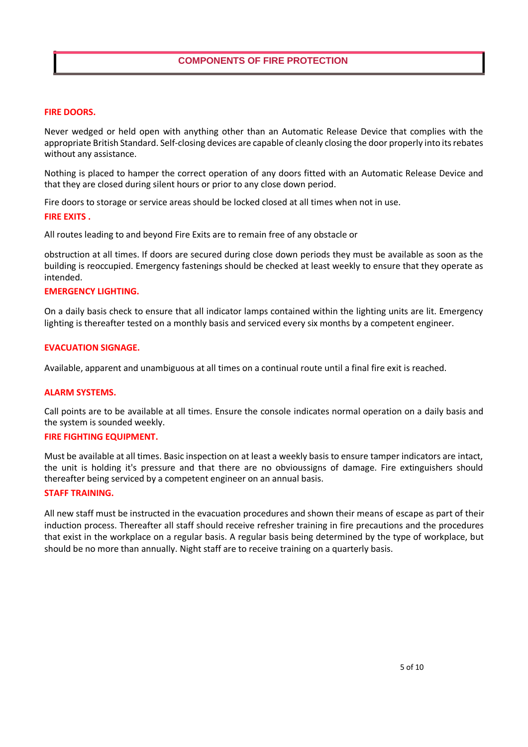## COMPONENTS OF FIRE PROTECTION

### FIRE DOORS.

Never wedged or held open with anything other than an Automatic Release Device that complies with the appropriate British Standard. Self-closing devices are capable of cleanly closing the door properly into its rebates without any assistance.

Nothing is placed to hamper the correct operation of any doors fitted with an Automatic Release Device and that they are closed during silent hours or prior to any close down period.

Fire doors to storage or service areas should be locked closed at all times when not in use.

### FIRE EXITS .

All routes leading to and beyond Fire Exits are to remain free of any obstacle or

obstruction at all times. If doors are secured during close down periods they must be available as soon as the building is reoccupied. Emergency fastenings should be checked at least weekly to ensure that they operate as intended.

### EMERGENCY LIGHTING.

On a daily basis check to ensure that all indicator lamps contained within the lighting units are lit. Emergency lighting is thereafter tested on a monthly basis and serviced every six months by a competent engineer.

### EVACUATION SIGNAGE.

Available, apparent and unambiguous at all times on a continual route until a final fire exit is reached.

### ALARM SYSTEMS.

Call points are to be available at all times. Ensure the console indicates normal operation on a daily basis and the system is sounded weekly.

### FIRE FIGHTING EQUIPMENT.

Must be available at all times. Basic inspection on at least a weekly basis to ensure tamper indicators are intact, the unit is holding it's pressure and that there are no obvioussigns of damage. Fire extinguishers should thereafter being serviced by a competent engineer on an annual basis.

### STAFF TRAINING.

All new staff must be instructed in the evacuation procedures and shown their means of escape as part of their induction process. Thereafter all staff should receive refresher training in fire precautions and the procedures that exist in the workplace on a regular basis. A regular basis being determined by the type of workplace, but should be no more than annually. Night staff are to receive training on a quarterly basis.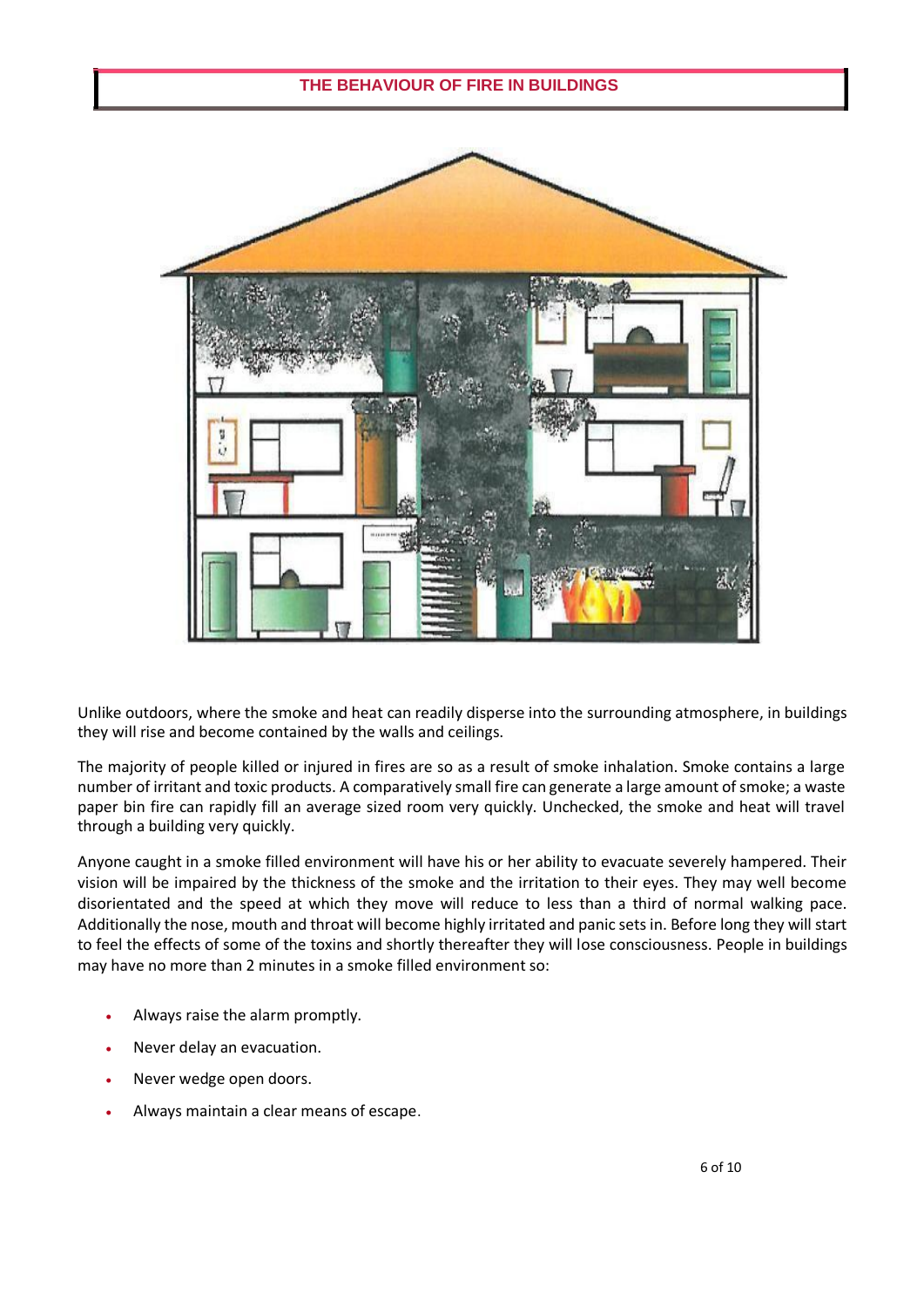# THE BEHAVIOUR OF FIRE IN BUILDINGS

Unlike outdoors, where the smoke and heat can readily disperse into the surrounding atmosphere, in buildings they will rise and become contained by the walls and ceilings.

The majority of people killed or injured in fires are so as a result of smoke inhalation. Smoke contains a large number of irritant and toxic products. A comparatively small fire can generate a large amount of smoke; a waste paper bin fire can rapidly fill an average sized room very quickly. Unchecked, the smoke and heat will travel through a building very quickly.

Anyone caught in a smoke filled environment will have his or her ability to evacuate severely hampered. Their vision will be impaired by the thickness of the smoke and the irritation to their eyes. They may well become disorientated and the speed at which they move will reduce to less than a third of normal walking pace. Additionally the nose, mouth and throat will become highly irritated and panic sets in. Before long they will start to feel the effects of some of the toxins and shortly thereafter they will lose consciousness. People in buildings may have no more than 2 minutes in a smoke filled environment so:

- Always raise the alarm promptly.
- Never delay an evacuation.
- Never wedge open doors.
- Always maintain a clear means of escape.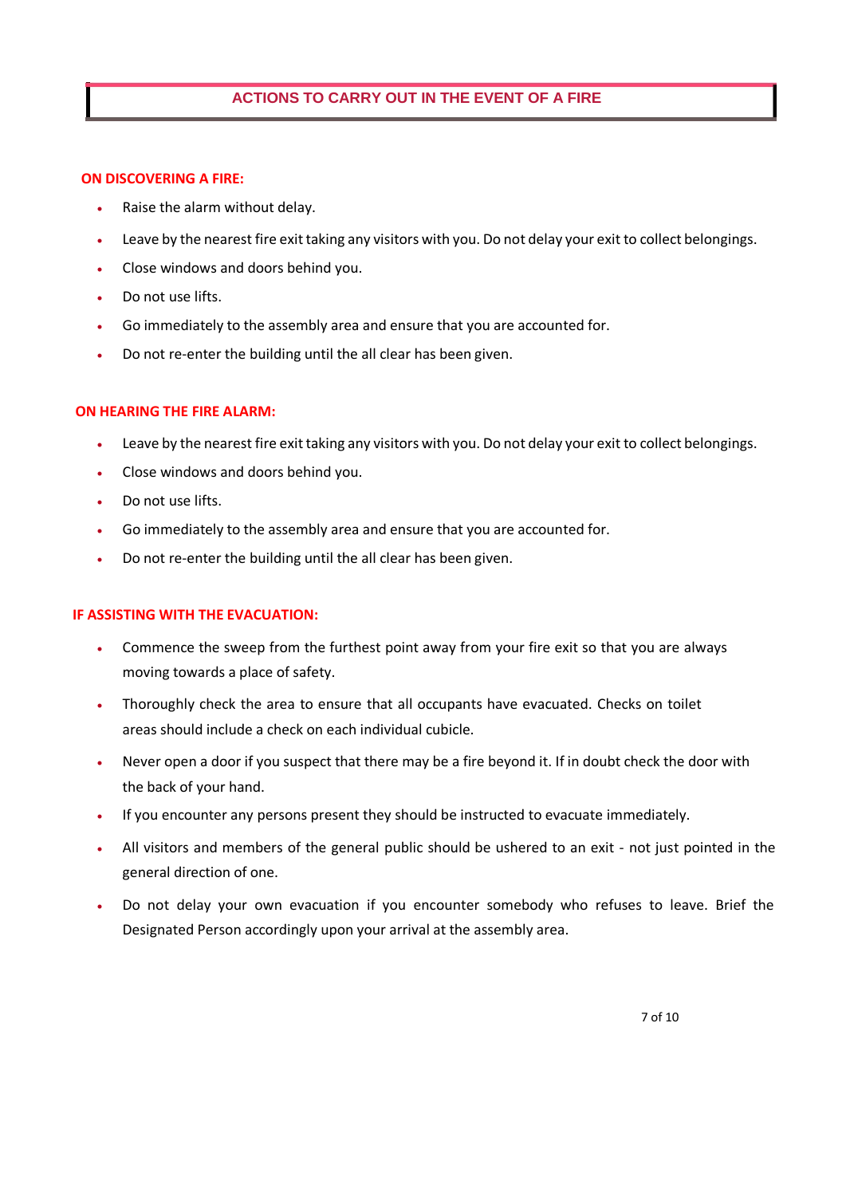## ACTIONS TO CARRY OUT IN THE EVENT OF A FIRE

### ON DISCOVERING A FIRE:

- Raise the alarm without delay.
- Leave by the nearest fire exit taking any visitors with you. Do not delay your exit to collect belongings.
- Close windows and doors behind you.
- Do not use lifts.
- Go immediately to the assembly area and ensure that you are accounted for.
- Do not re-enter the building until the all clear has been given.

### ON HEARING THE FIRE ALARM:

- Leave by the nearest fire exit taking any visitors with you. Do not delay your exit to collect belongings.
- Close windows and doors behind you.
- Do not use lifts.
- Go immediately to the assembly area and ensure that you are accounted for.
- Do not re-enter the building until the all clear has been given.

### IF ASSISTING WITH THE EVACUATION:

- Commence the sweep from the furthest point away from your fire exit so that you are always moving towards a place of safety.
- Thoroughly check the area to ensure that all occupants have evacuated. Checks on toilet areas should include a check on each individual cubicle.
- Never open a door if you suspect that there may be a fire beyond it. If in doubt check the door with the back of your hand.
- If you encounter any persons present they should be instructed to evacuate immediately.
- All visitors and members of the general public should be ushered to an exit - not just pointed in the general direction of one.
- Do not delay your own evacuation if you encounter somebody who refuses to leave. Brief the Designated Person accordingly upon your arrival at the assembly area.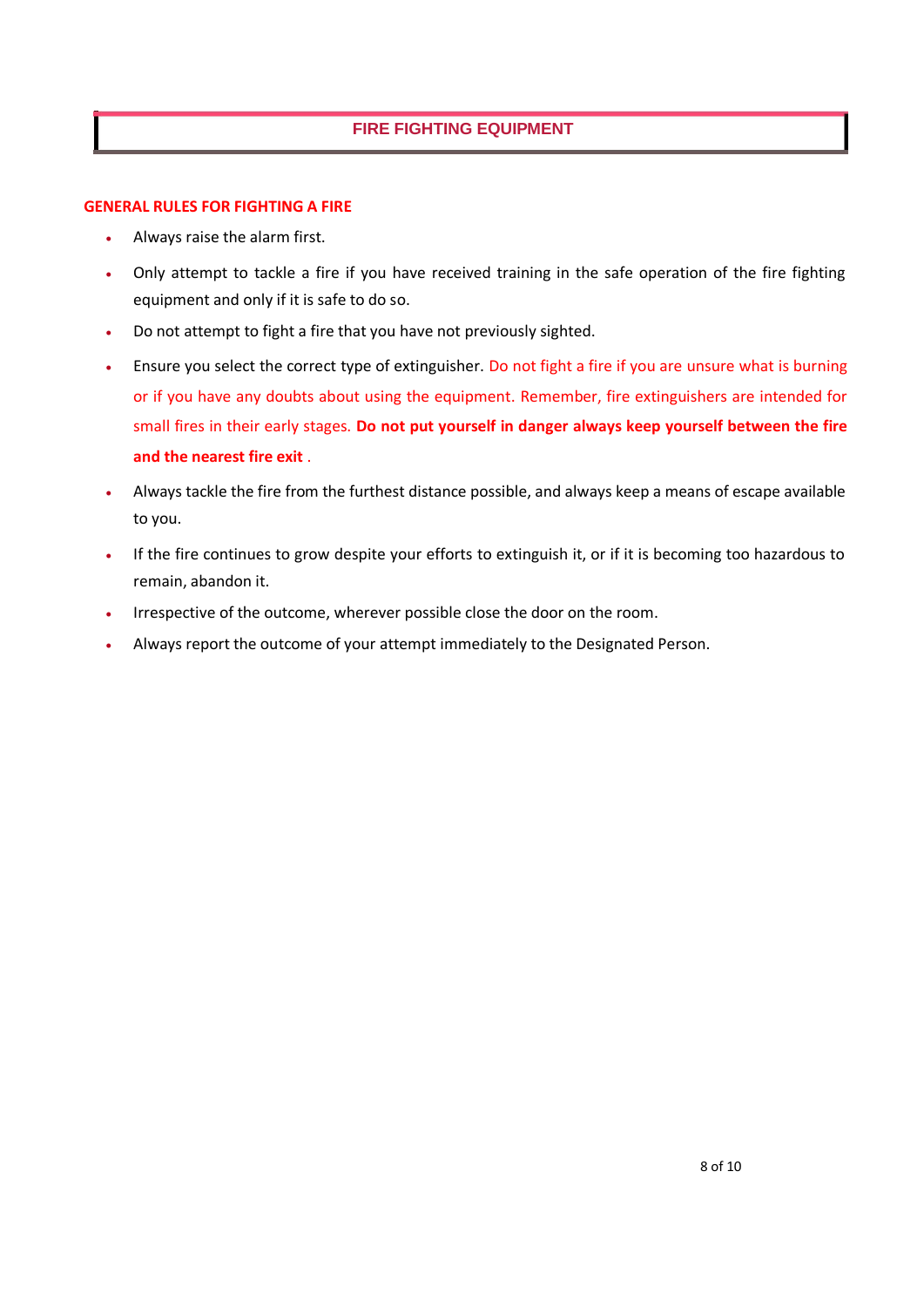# FIRE FIGHTING EQUIPMENT

## GENERAL RULES FOR FIGHTING A FIRE

- Always raise the alarm first.
- Only attempt to tackle a fire if you have received training in the safe operation of the fire fighting equipment and only if it is safe to do so.
- Do not attempt to fight a fire that you have not previously sighted.
- Ensure you select the correct type of extinguisher. Do not fight a fire if you are unsure what is burning or if you have any doubts about using the equipment. Remember, fire extinguishers are intended for small fires in their early stages. **Do not put yourself in danger always keep yourself between the fire and the nearest fire exit** .
- Always tackle the fire from the furthest distance possible, and always keep a means of escape available to you.
- If the fire continues to grow despite your efforts to extinguish it, or if it is becoming too hazardous to remain, abandon it.
- Irrespective of the outcome, wherever possible close the door on the room.
- Always report the outcome of your attempt immediately to the Designated Person.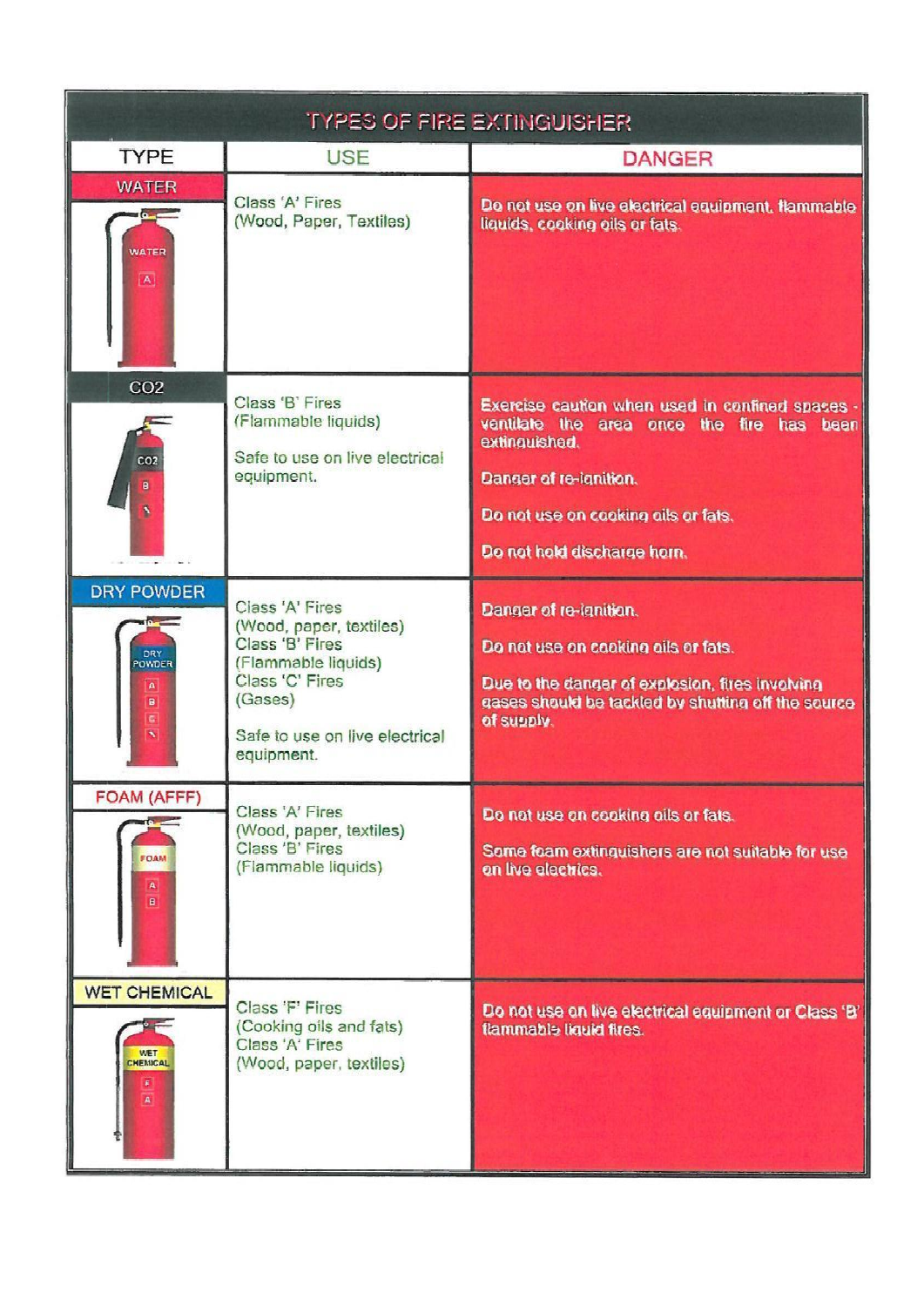# TYPES OF FIRE EXTINGUISHER

| TYPE | USE | DANGER |
| --- | --- | --- |
| WATER | Class 'A' Fires (Wood, Paper, Textiles) | Do not use on live electrical equipment, flammable liquids, cooking oils or fats. |
| CO2 | Class 'B' Fires (Flammable liquids)<br><br>Safe to use on live electrical equipment. | Exercise caution when used in confined spaces - ventilate the area once the fire has been extinguished.<br><br>Danger of re-ignition.<br><br>Do not use on cooking oils or fats.<br><br>Do not hold discharge horn. |
| DRY POWDER | Class 'A' Fires (Wood, paper, textiles)<br>Class 'B' Fires (Flammable liquids)<br>Class 'C' Fires (Gases)<br><br>Safe to use on live electrical equipment. | Danger of re-ignition.<br><br>Do not use on cooking oils or fats.<br><br>Due to the danger of explosion, fires involving gases should be tackled by shutting off the source of supply. |
| FOAM (AFFF) | Class 'A' Fires (Wood, paper, textiles)<br>Class 'B' Fires (Flammable liquids) | Do not use on cooking oils or fats.<br><br>Some foam extinguishers are not suitable for use on live electrics. |
| WET CHEMICAL | Class 'F' Fires (Cooking oils and fats)<br>Class 'A' Fires (Wood, paper, textiles) | Do not use on live electrical equipment or Class 'B' flammable liquid fires. |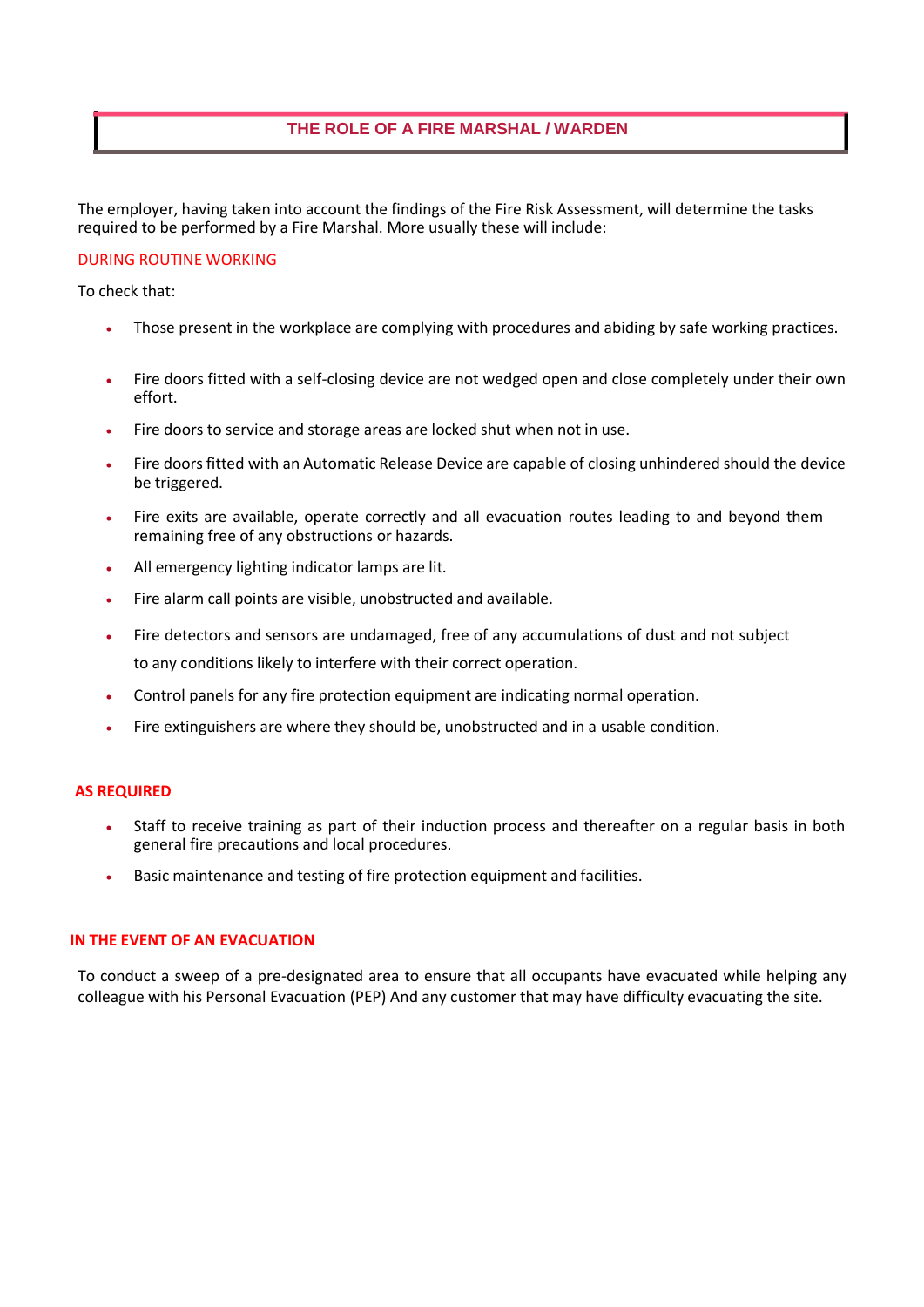## THE ROLE OF A FIRE MARSHAL / WARDEN

The employer, having taken into account the findings of the Fire Risk Assessment, will determine the tasks required to be performed by a Fire Marshal. More usually these will include:

### DURING ROUTINE WORKING

To check that:

- Those present in the workplace are complying with procedures and abiding by safe working practices.
- Fire doors fitted with a self-closing device are not wedged open and close completely under their own effort.
- Fire doors to service and storage areas are locked shut when not in use.
- Fire doors fitted with an Automatic Release Device are capable of closing unhindered should the device be triggered.
- Fire exits are available, operate correctly and all evacuation routes leading to and beyond them remaining free of any obstructions or hazards.
- All emergency lighting indicator lamps are lit.
- Fire alarm call points are visible, unobstructed and available.
- Fire detectors and sensors are undamaged, free of any accumulations of dust and not subject to any conditions likely to interfere with their correct operation.
- Control panels for any fire protection equipment are indicating normal operation.
- Fire extinguishers are where they should be, unobstructed and in a usable condition.

### AS REQUIRED

- Staff to receive training as part of their induction process and thereafter on a regular basis in both general fire precautions and local procedures.
- Basic maintenance and testing of fire protection equipment and facilities.

### IN THE EVENT OF AN EVACUATION

To conduct a sweep of a pre-designated area to ensure that all occupants have evacuated while helping any colleague with his Personal Evacuation (PEP) And any customer that may have difficulty evacuating the site.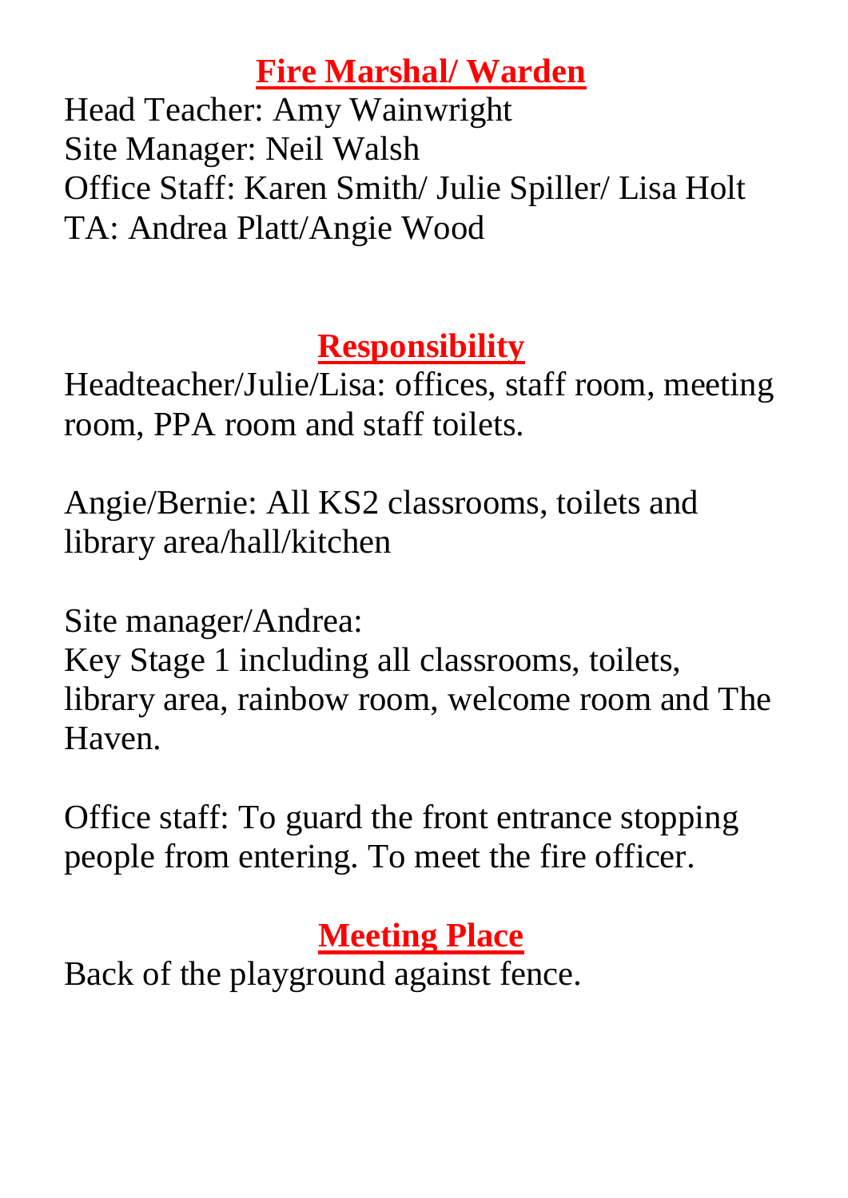## Fire Marshal/ Warden

Head Teacher: Amy Wainwright
Site Manager: Neil Walsh
Office Staff: Karen Smith/ Julie Spiller/ Lisa Holt
TA: Andrea Platt/Angie Wood

## Responsibility

Headteacher/Julie/Lisa: offices, staff room, meeting room, PPA room and staff toilets.

Angie/Bernie: All KS2 classrooms, toilets and library area/hall/kitchen

Site manager/Andrea:
Key Stage 1 including all classrooms, toilets, library area, rainbow room, welcome room and The Haven.

Office staff: To guard the front entrance stopping people from entering. To meet the fire officer.

## Meeting Place

Back of the playground against fence.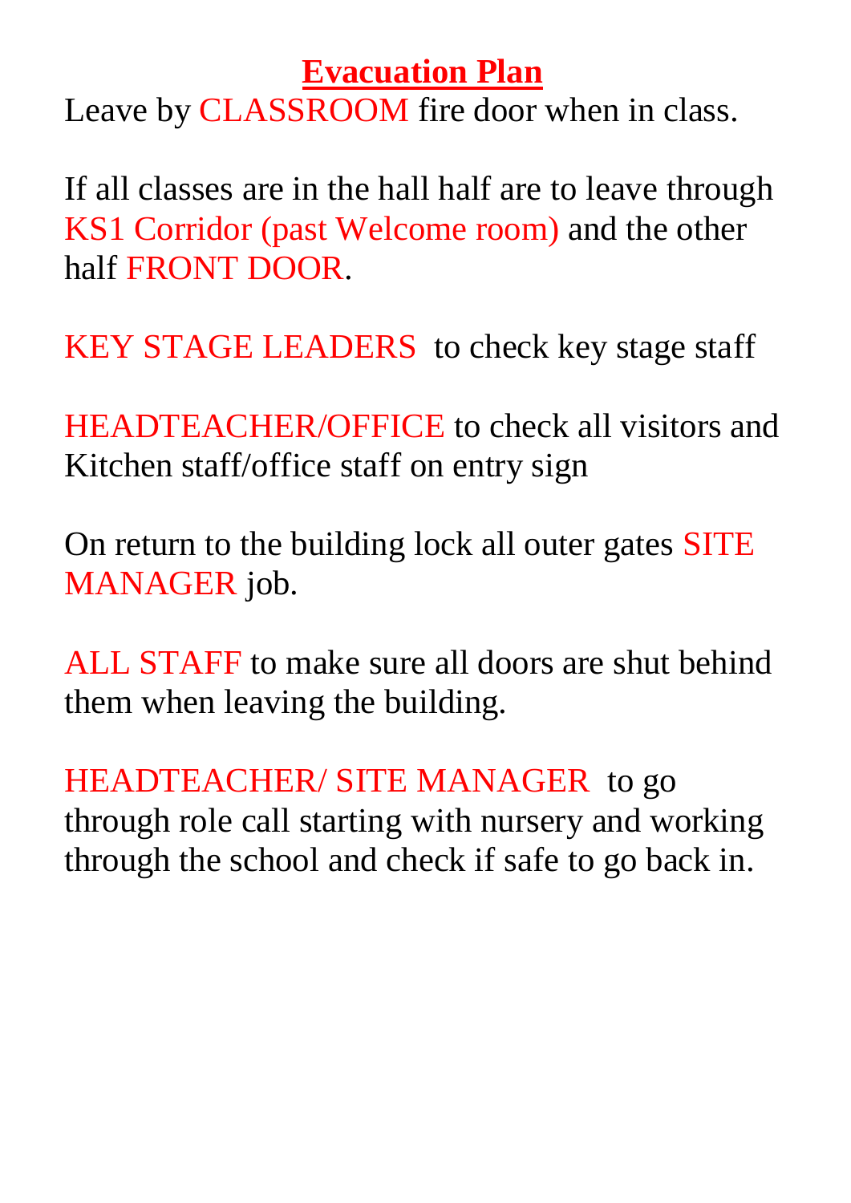# Evacuation Plan

Leave by CLASSROOM fire door when in class.

If all classes are in the hall half are to leave through KS1 Corridor (past Welcome room) and the other half FRONT DOOR.

KEY STAGE LEADERS to check key stage staff

HEADTEACHER/OFFICE to check all visitors and Kitchen staff/office staff on entry sign

On return to the building lock all outer gates SITE MANAGER job.

ALL STAFF to make sure all doors are shut behind them when leaving the building.

HEADTEACHER/ SITE MANAGER to go through role call starting with nursery and working through the school and check if safe to go back in.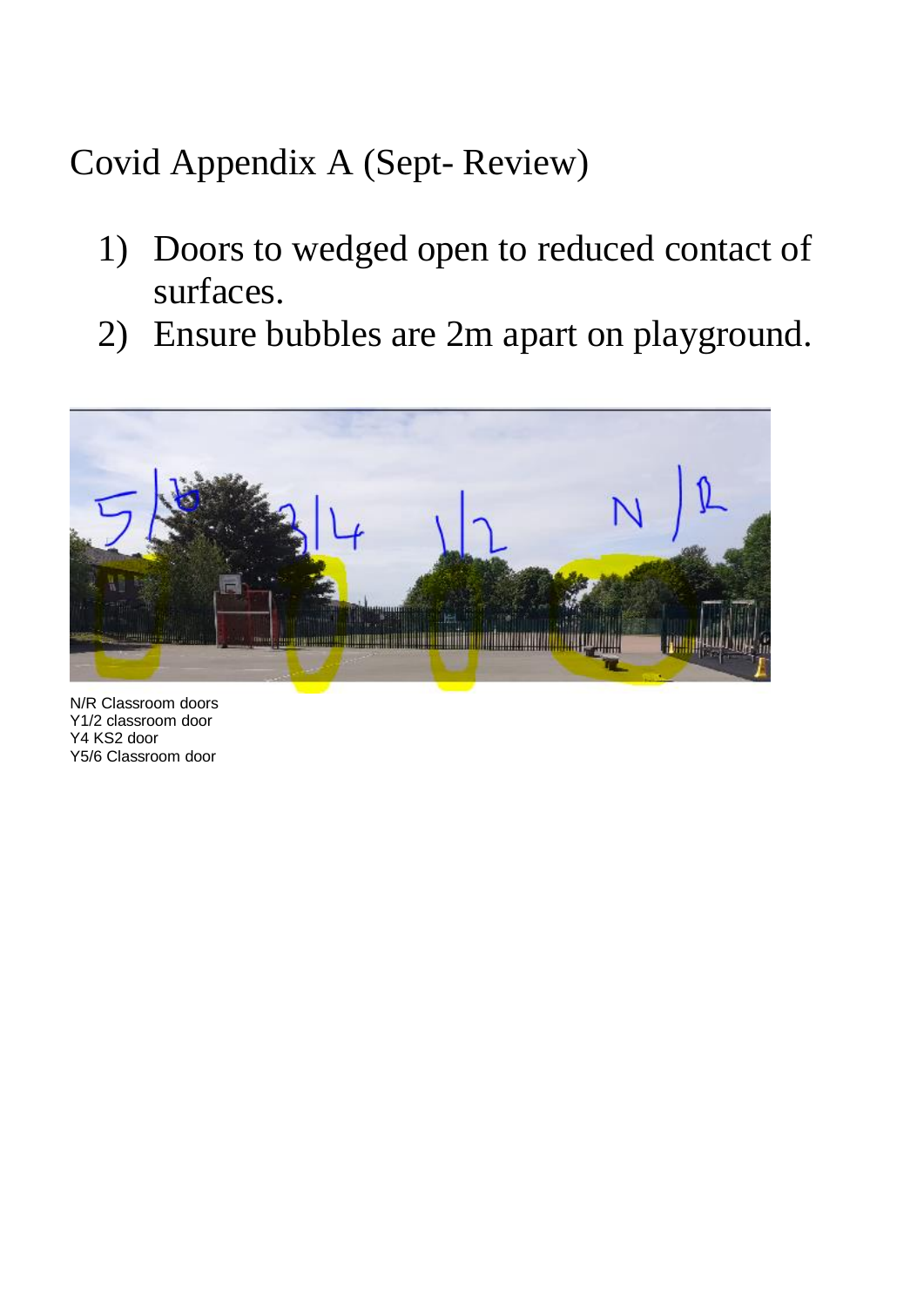Covid Appendix A (Sept- Review)

1) Doors to wedged open to reduced contact of surfaces.
2) Ensure bubbles are 2m apart on playground.

N/R Classroom doors
Y1/2 classroom door
Y4 KS2 door
Y5/6 Classroom door